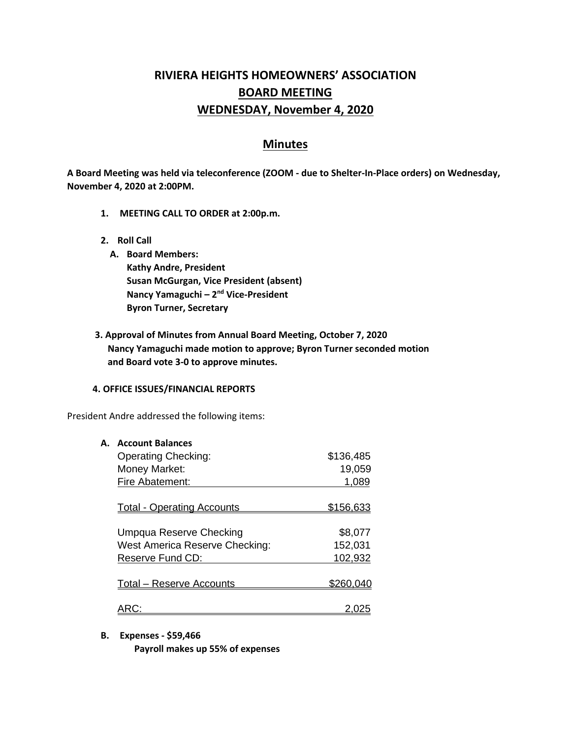# RIVIERA HEIGHTS HOMEOWNERS' ASSOCIATION
## BOARD MEETING
## WEDNESDAY, November 4, 2020

## Minutes

**A Board Meeting was held via teleconference (ZOOM - due to Shelter-In-Place orders) on Wednesday, November 4, 2020 at 2:00PM.**

1. **MEETING CALL TO ORDER at 2:00p.m.**

2. **Roll Call**
   - **A. Board Members:**
     - **Kathy Andre, President**
     - **Susan McGurgan, Vice President (absent)**
     - **Nancy Yamaguchi – 2nd Vice-President**
     - **Byron Turner, Secretary**

3. **Approval of Minutes from Annual Board Meeting, October 7, 2020**
   **Nancy Yamaguchi made motion to approve; Byron Turner seconded motion and Board vote 3-0 to approve minutes.**

4. **OFFICE ISSUES/FINANCIAL REPORTS**

President Andre addressed the following items:

**A. Account Balances**

| | |
|---|---|
| Operating Checking: | $136,485 |
| Money Market: | 19,059 |
| Fire Abatement: | 1,089 |
| Total - Operating Accounts | $156,633 |
| Umpqua Reserve Checking | $8,077 |
| West America Reserve Checking: | 152,031 |
| Reserve Fund CD: | 102,932 |
| Total – Reserve Accounts | $260,040 |
| ARC: | 2,025 |

**B. Expenses - $59,466**

**Payroll makes up 55% of expenses**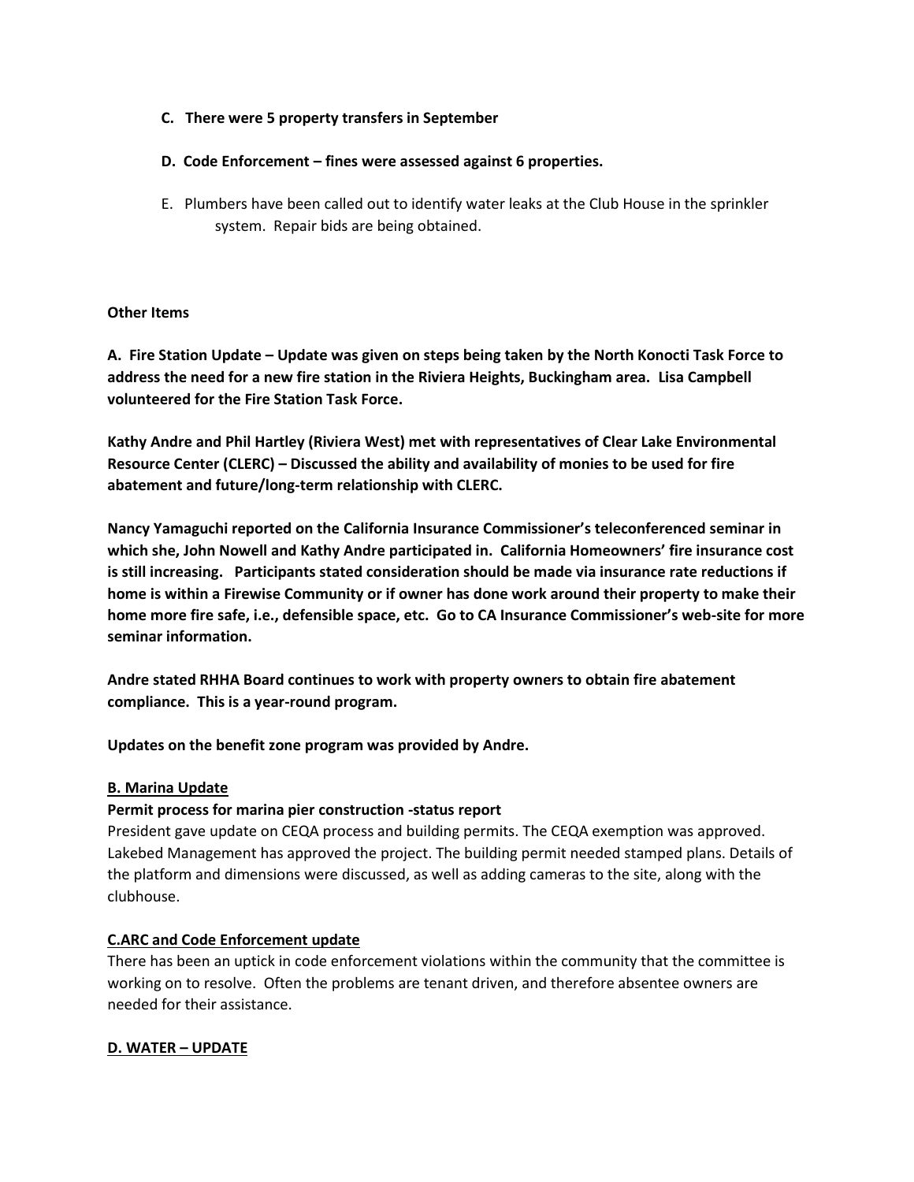**C. There were 5 property transfers in September**

**D. Code Enforcement – fines were assessed against 6 properties.**

E. Plumbers have been called out to identify water leaks at the Club House in the sprinkler system. Repair bids are being obtained.

**Other Items**

**A. Fire Station Update – Update was given on steps being taken by the North Konocti Task Force to address the need for a new fire station in the Riviera Heights, Buckingham area. Lisa Campbell volunteered for the Fire Station Task Force.**

**Kathy Andre and Phil Hartley (Riviera West) met with representatives of Clear Lake Environmental Resource Center (CLERC) – Discussed the ability and availability of monies to be used for fire abatement and future/long-term relationship with CLERC.**

**Nancy Yamaguchi reported on the California Insurance Commissioner's teleconferenced seminar in which she, John Nowell and Kathy Andre participated in. California Homeowners' fire insurance cost is still increasing. Participants stated consideration should be made via insurance rate reductions if home is within a Firewise Community or if owner has done work around their property to make their home more fire safe, i.e., defensible space, etc. Go to CA Insurance Commissioner's web-site for more seminar information.**

**Andre stated RHHA Board continues to work with property owners to obtain fire abatement compliance. This is a year-round program.**

**Updates on the benefit zone program was provided by Andre.**

**B. Marina Update**

**Permit process for marina pier construction -status report**

President gave update on CEQA process and building permits. The CEQA exemption was approved. Lakebed Management has approved the project. The building permit needed stamped plans. Details of the platform and dimensions were discussed, as well as adding cameras to the site, along with the clubhouse.

**C.ARC and Code Enforcement update**

There has been an uptick in code enforcement violations within the community that the committee is working on to resolve. Often the problems are tenant driven, and therefore absentee owners are needed for their assistance.

**D. WATER – UPDATE**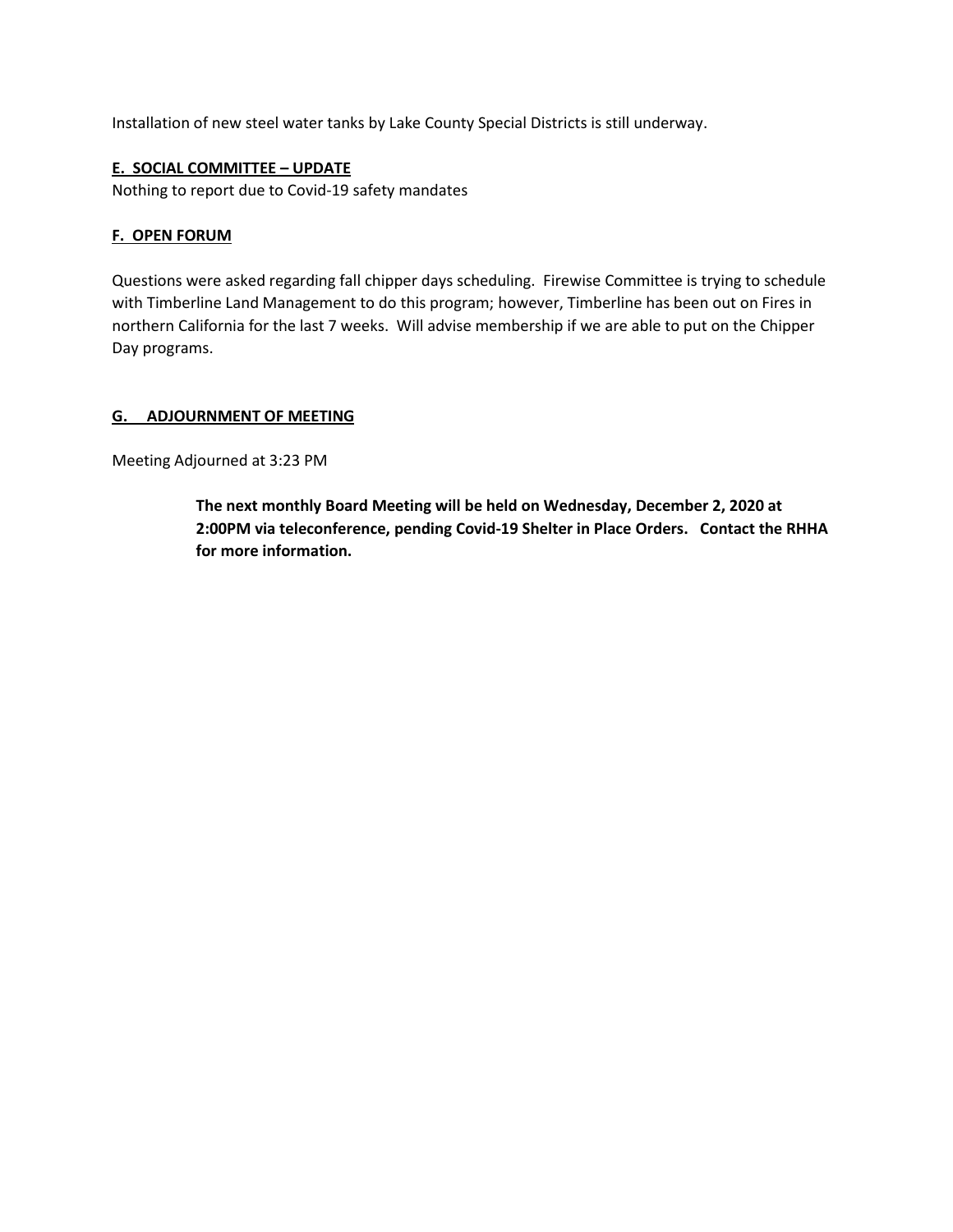Installation of new steel water tanks by Lake County Special Districts is still underway.

**E. SOCIAL COMMITTEE – UPDATE**

Nothing to report due to Covid-19 safety mandates

**F. OPEN FORUM**

Questions were asked regarding fall chipper days scheduling. Firewise Committee is trying to schedule with Timberline Land Management to do this program; however, Timberline has been out on Fires in northern California for the last 7 weeks. Will advise membership if we are able to put on the Chipper Day programs.

**G. ADJOURNMENT OF MEETING**

Meeting Adjourned at 3:23 PM

**The next monthly Board Meeting will be held on Wednesday, December 2, 2020 at 2:00PM via teleconference, pending Covid-19 Shelter in Place Orders. Contact the RHHA for more information.**